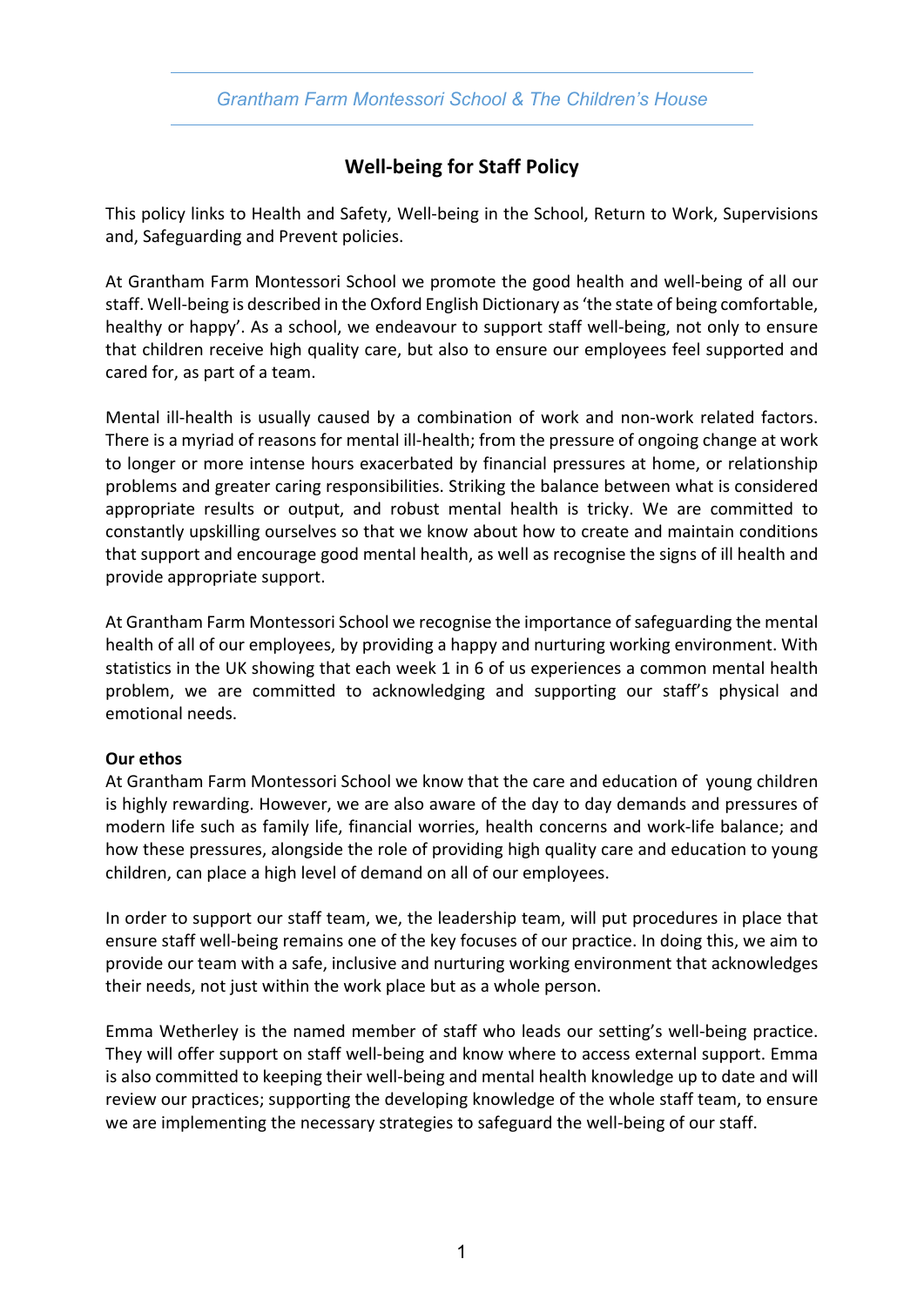*Grantham Farm Montessori School & The Children's House*

## Well-being for Staff Policy

This policy links to Health and Safety, Well-being in the School, Return to Work, Supervisions and, Safeguarding and Prevent policies.

At Grantham Farm Montessori School we promote the good health and well-being of all our staff. Well-being is described in the Oxford English Dictionary as 'the state of being comfortable, healthy or happy'. As a school, we endeavour to support staff well-being, not only to ensure that children receive high quality care, but also to ensure our employees feel supported and cared for, as part of a team.

Mental ill-health is usually caused by a combination of work and non-work related factors. There is a myriad of reasons for mental ill-health; from the pressure of ongoing change at work to longer or more intense hours exacerbated by financial pressures at home, or relationship problems and greater caring responsibilities. Striking the balance between what is considered appropriate results or output, and robust mental health is tricky. We are committed to constantly upskilling ourselves so that we know about how to create and maintain conditions that support and encourage good mental health, as well as recognise the signs of ill health and provide appropriate support.

At Grantham Farm Montessori School we recognise the importance of safeguarding the mental health of all of our employees, by providing a happy and nurturing working environment. With statistics in the UK showing that each week 1 in 6 of us experiences a common mental health problem, we are committed to acknowledging and supporting our staff's physical and emotional needs.

**Our ethos**

At Grantham Farm Montessori School we know that the care and education of young children is highly rewarding. However, we are also aware of the day to day demands and pressures of modern life such as family life, financial worries, health concerns and work-life balance; and how these pressures, alongside the role of providing high quality care and education to young children, can place a high level of demand on all of our employees.

In order to support our staff team, we, the leadership team, will put procedures in place that ensure staff well-being remains one of the key focuses of our practice. In doing this, we aim to provide our team with a safe, inclusive and nurturing working environment that acknowledges their needs, not just within the work place but as a whole person.

Emma Wetherley is the named member of staff who leads our setting's well-being practice. They will offer support on staff well-being and know where to access external support. Emma is also committed to keeping their well-being and mental health knowledge up to date and will review our practices; supporting the developing knowledge of the whole staff team, to ensure we are implementing the necessary strategies to safeguard the well-being of our staff.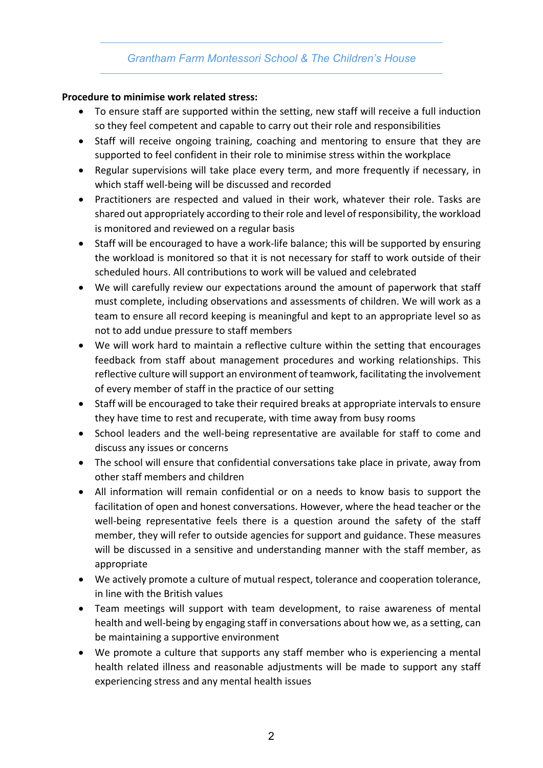**Procedure to minimise work related stress:**

- To ensure staff are supported within the setting, new staff will receive a full induction so they feel competent and capable to carry out their role and responsibilities
- Staff will receive ongoing training, coaching and mentoring to ensure that they are supported to feel confident in their role to minimise stress within the workplace
- Regular supervisions will take place every term, and more frequently if necessary, in which staff well-being will be discussed and recorded
- Practitioners are respected and valued in their work, whatever their role. Tasks are shared out appropriately according to their role and level of responsibility, the workload is monitored and reviewed on a regular basis
- Staff will be encouraged to have a work-life balance; this will be supported by ensuring the workload is monitored so that it is not necessary for staff to work outside of their scheduled hours. All contributions to work will be valued and celebrated
- We will carefully review our expectations around the amount of paperwork that staff must complete, including observations and assessments of children. We will work as a team to ensure all record keeping is meaningful and kept to an appropriate level so as not to add undue pressure to staff members
- We will work hard to maintain a reflective culture within the setting that encourages feedback from staff about management procedures and working relationships. This reflective culture will support an environment of teamwork, facilitating the involvement of every member of staff in the practice of our setting
- Staff will be encouraged to take their required breaks at appropriate intervals to ensure they have time to rest and recuperate, with time away from busy rooms
- School leaders and the well-being representative are available for staff to come and discuss any issues or concerns
- The school will ensure that confidential conversations take place in private, away from other staff members and children
- All information will remain confidential or on a needs to know basis to support the facilitation of open and honest conversations. However, where the head teacher or the well-being representative feels there is a question around the safety of the staff member, they will refer to outside agencies for support and guidance. These measures will be discussed in a sensitive and understanding manner with the staff member, as appropriate
- We actively promote a culture of mutual respect, tolerance and cooperation tolerance, in line with the British values
- Team meetings will support with team development, to raise awareness of mental health and well-being by engaging staff in conversations about how we, as a setting, can be maintaining a supportive environment
- We promote a culture that supports any staff member who is experiencing a mental health related illness and reasonable adjustments will be made to support any staff experiencing stress and any mental health issues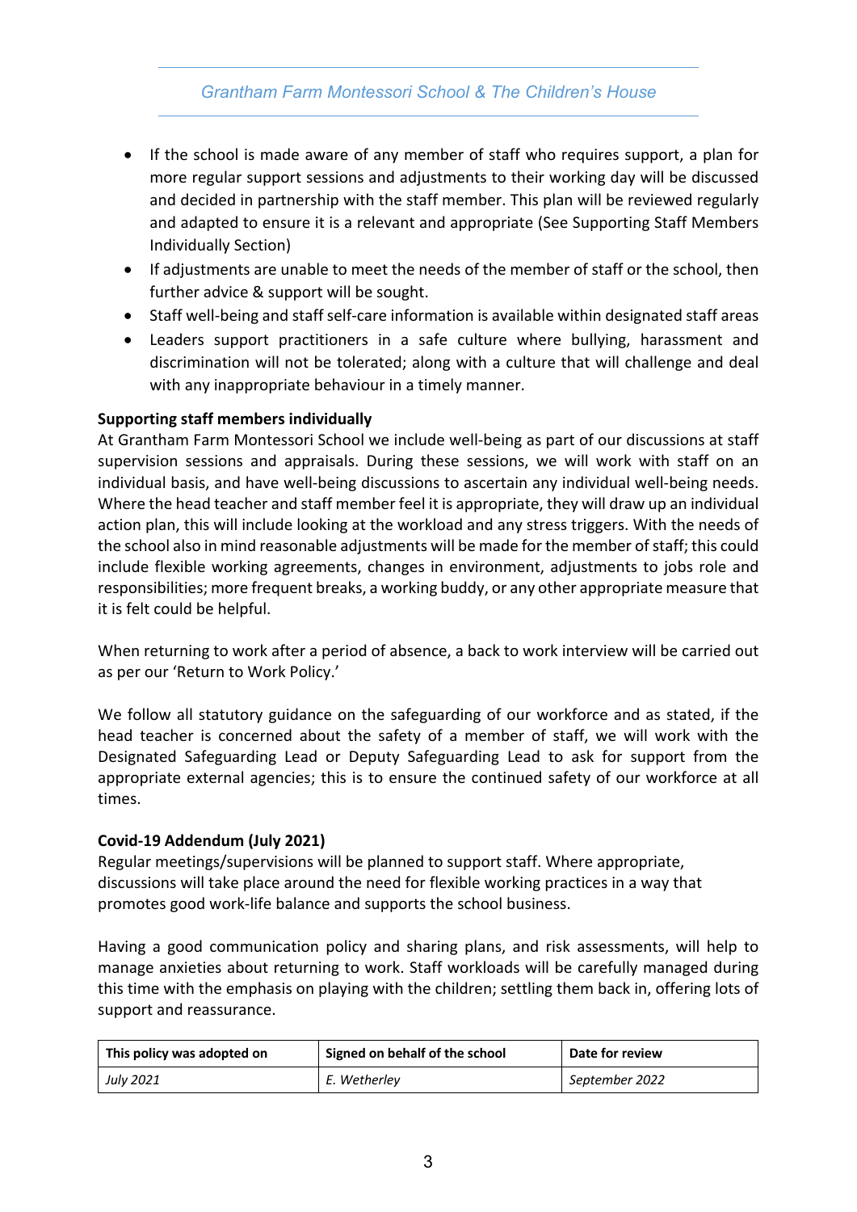- If the school is made aware of any member of staff who requires support, a plan for more regular support sessions and adjustments to their working day will be discussed and decided in partnership with the staff member. This plan will be reviewed regularly and adapted to ensure it is a relevant and appropriate (See Supporting Staff Members Individually Section)
- If adjustments are unable to meet the needs of the member of staff or the school, then further advice & support will be sought.
- Staff well-being and staff self-care information is available within designated staff areas
- Leaders support practitioners in a safe culture where bullying, harassment and discrimination will not be tolerated; along with a culture that will challenge and deal with any inappropriate behaviour in a timely manner.

**Supporting staff members individually**

At Grantham Farm Montessori School we include well-being as part of our discussions at staff supervision sessions and appraisals. During these sessions, we will work with staff on an individual basis, and have well-being discussions to ascertain any individual well-being needs. Where the head teacher and staff member feel it is appropriate, they will draw up an individual action plan, this will include looking at the workload and any stress triggers. With the needs of the school also in mind reasonable adjustments will be made for the member of staff; this could include flexible working agreements, changes in environment, adjustments to jobs role and responsibilities; more frequent breaks, a working buddy, or any other appropriate measure that it is felt could be helpful.

When returning to work after a period of absence, a back to work interview will be carried out as per our 'Return to Work Policy.'

We follow all statutory guidance on the safeguarding of our workforce and as stated, if the head teacher is concerned about the safety of a member of staff, we will work with the Designated Safeguarding Lead or Deputy Safeguarding Lead to ask for support from the appropriate external agencies; this is to ensure the continued safety of our workforce at all times.

**Covid-19 Addendum (July 2021)**

Regular meetings/supervisions will be planned to support staff. Where appropriate, discussions will take place around the need for flexible working practices in a way that promotes good work-life balance and supports the school business.

Having a good communication policy and sharing plans, and risk assessments, will help to manage anxieties about returning to work. Staff workloads will be carefully managed during this time with the emphasis on playing with the children; settling them back in, offering lots of support and reassurance.

| This policy was adopted on | Signed on behalf of the school | Date for review |
|---|---|---|
| *July 2021* | *E. Wetherley* | *September 2022* |